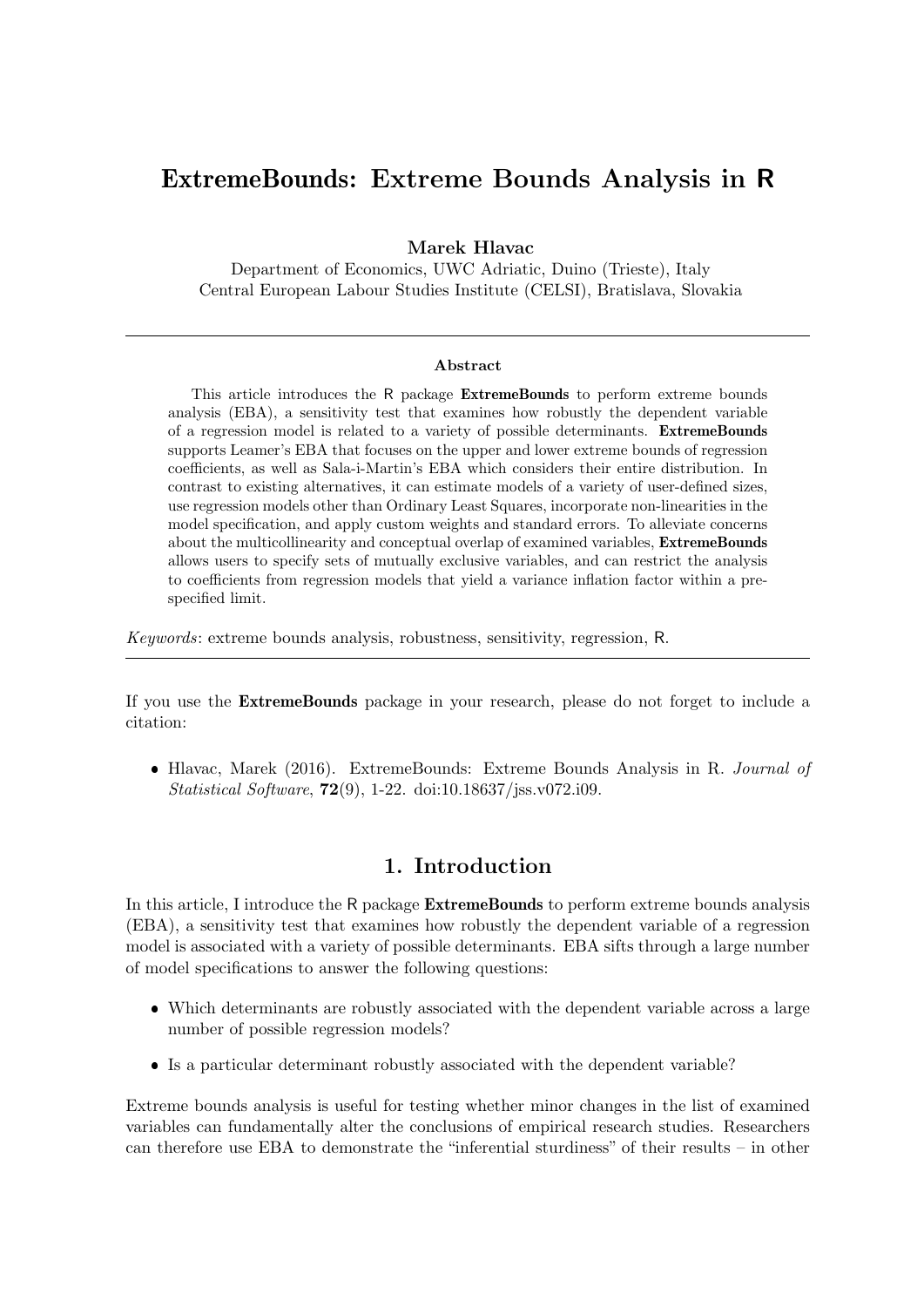# ExtremeBounds: Extreme Bounds Analysis in R

**Marek Hlavac**
Department of Economics, UWC Adriatic, Duino (Trieste), Italy
Central European Labour Studies Institute (CELSI), Bratislava, Slovakia

---

**Abstract**

This article introduces the R package **ExtremeBounds** to perform extreme bounds analysis (EBA), a sensitivity test that examines how robustly the dependent variable of a regression model is related to a variety of possible determinants. **ExtremeBounds** supports Leamer's EBA that focuses on the upper and lower extreme bounds of regression coefficients, as well as Sala-i-Martin's EBA which considers their entire distribution. In contrast to existing alternatives, it can estimate models of a variety of user-defined sizes, use regression models other than Ordinary Least Squares, incorporate non-linearities in the model specification, and apply custom weights and standard errors. To alleviate concerns about the multicollinearity and conceptual overlap of examined variables, **ExtremeBounds** allows users to specify sets of mutually exclusive variables, and can restrict the analysis to coefficients from regression models that yield a variance inflation factor within a prespecified limit.

*Keywords*: extreme bounds analysis, robustness, sensitivity, regression, R.

---

If you use the **ExtremeBounds** package in your research, please do not forget to include a citation:

- Hlavac, Marek (2016). ExtremeBounds: Extreme Bounds Analysis in R. *Journal of Statistical Software*, **72**(9), 1-22. doi:10.18637/jss.v072.i09.

## 1. Introduction

In this article, I introduce the R package **ExtremeBounds** to perform extreme bounds analysis (EBA), a sensitivity test that examines how robustly the dependent variable of a regression model is associated with a variety of possible determinants. EBA sifts through a large number of model specifications to answer the following questions:

- Which determinants are robustly associated with the dependent variable across a large number of possible regression models?
- Is a particular determinant robustly associated with the dependent variable?

Extreme bounds analysis is useful for testing whether minor changes in the list of examined variables can fundamentally alter the conclusions of empirical research studies. Researchers can therefore use EBA to demonstrate the "inferential sturdiness" of their results – in other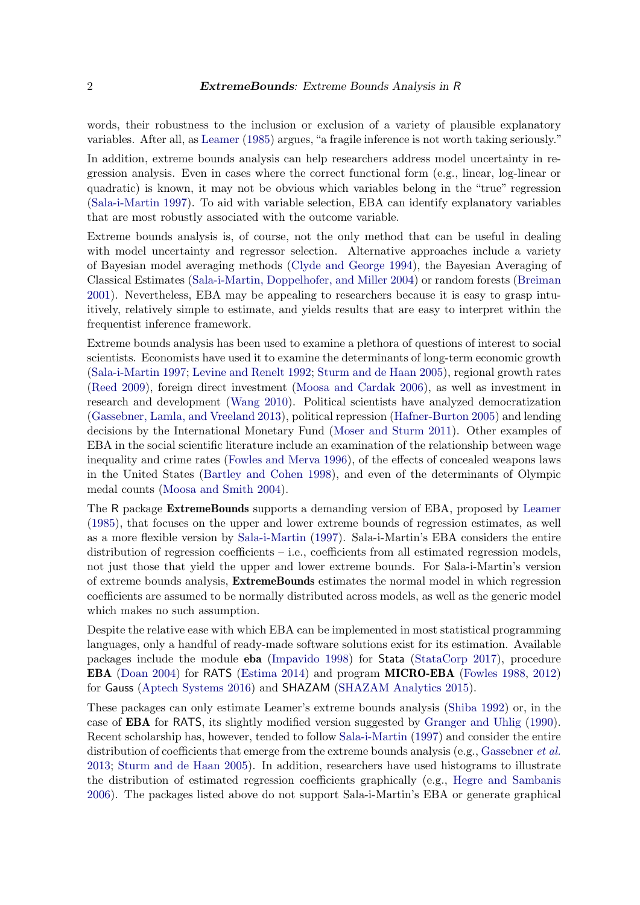words, their robustness to the inclusion or exclusion of a variety of plausible explanatory variables. After all, as Leamer (1985) argues, "a fragile inference is not worth taking seriously."

In addition, extreme bounds analysis can help researchers address model uncertainty in regression analysis. Even in cases where the correct functional form (e.g., linear, log-linear or quadratic) is known, it may not be obvious which variables belong in the "true" regression (Sala-i-Martin 1997). To aid with variable selection, EBA can identify explanatory variables that are most robustly associated with the outcome variable.

Extreme bounds analysis is, of course, not the only method that can be useful in dealing with model uncertainty and regressor selection. Alternative approaches include a variety of Bayesian model averaging methods (Clyde and George 1994), the Bayesian Averaging of Classical Estimates (Sala-i-Martin, Doppelhofer, and Miller 2004) or random forests (Breiman 2001). Nevertheless, EBA may be appealing to researchers because it is easy to grasp intuitively, relatively simple to estimate, and yields results that are easy to interpret within the frequentist inference framework.

Extreme bounds analysis has been used to examine a plethora of questions of interest to social scientists. Economists have used it to examine the determinants of long-term economic growth (Sala-i-Martin 1997; Levine and Renelt 1992; Sturm and de Haan 2005), regional growth rates (Reed 2009), foreign direct investment (Moosa and Cardak 2006), as well as investment in research and development (Wang 2010). Political scientists have analyzed democratization (Gassebner, Lamla, and Vreeland 2013), political repression (Hafner-Burton 2005) and lending decisions by the International Monetary Fund (Moser and Sturm 2011). Other examples of EBA in the social scientific literature include an examination of the relationship between wage inequality and crime rates (Fowles and Merva 1996), of the effects of concealed weapons laws in the United States (Bartley and Cohen 1998), and even of the determinants of Olympic medal counts (Moosa and Smith 2004).

The R package **ExtremeBounds** supports a demanding version of EBA, proposed by Leamer (1985), that focuses on the upper and lower extreme bounds of regression estimates, as well as a more flexible version by Sala-i-Martin (1997). Sala-i-Martin's EBA considers the entire distribution of regression coefficients – i.e., coefficients from all estimated regression models, not just those that yield the upper and lower extreme bounds. For Sala-i-Martin's version of extreme bounds analysis, **ExtremeBounds** estimates the normal model in which regression coefficients are assumed to be normally distributed across models, as well as the generic model which makes no such assumption.

Despite the relative ease with which EBA can be implemented in most statistical programming languages, only a handful of ready-made software solutions exist for its estimation. Available packages include the module **eba** (Impavido 1998) for Stata (StataCorp 2017), procedure **EBA** (Doan 2004) for RATS (Estima 2014) and program **MICRO-EBA** (Fowles 1988, 2012) for Gauss (Aptech Systems 2016) and SHAZAM (SHAZAM Analytics 2015).

These packages can only estimate Leamer's extreme bounds analysis (Shiba 1992) or, in the case of **EBA** for RATS, its slightly modified version suggested by Granger and Uhlig (1990). Recent scholarship has, however, tended to follow Sala-i-Martin (1997) and consider the entire distribution of coefficients that emerge from the extreme bounds analysis (e.g., Gassebner *et al.* 2013; Sturm and de Haan 2005). In addition, researchers have used histograms to illustrate the distribution of estimated regression coefficients graphically (e.g., Hegre and Sambanis 2006). The packages listed above do not support Sala-i-Martin's EBA or generate graphical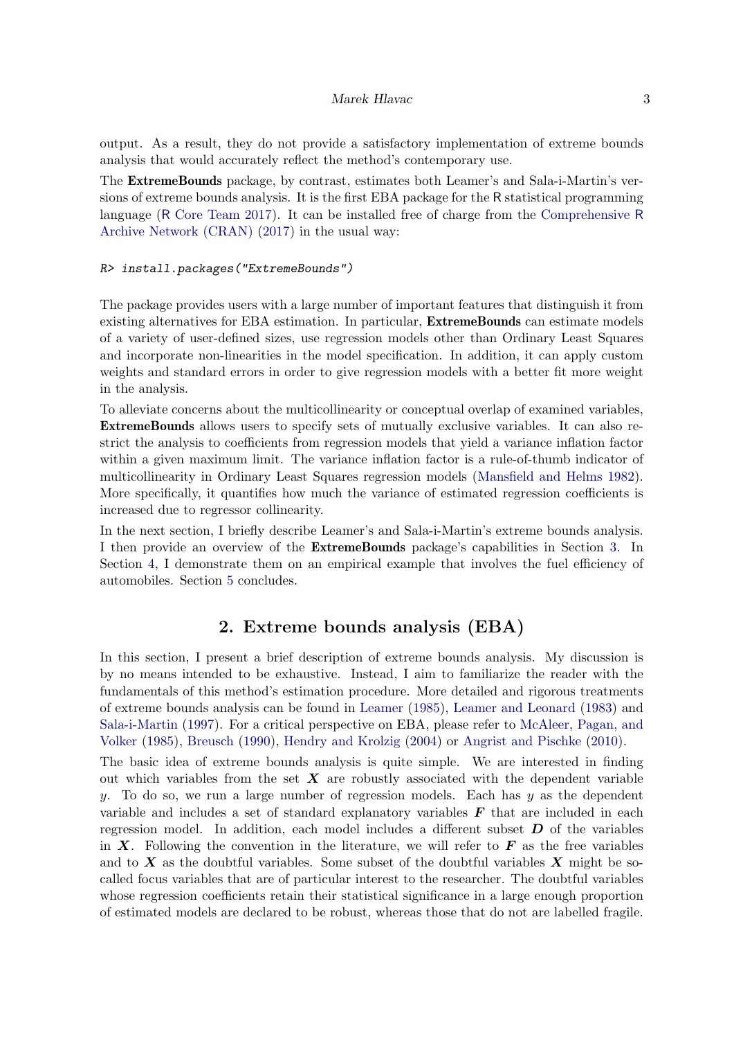output. As a result, they do not provide a satisfactory implementation of extreme bounds analysis that would accurately reflect the method's contemporary use.

The **ExtremeBounds** package, by contrast, estimates both Leamer's and Sala-i-Martin's versions of extreme bounds analysis. It is the first EBA package for the R statistical programming language (R Core Team 2017). It can be installed free of charge from the Comprehensive R Archive Network (CRAN) (2017) in the usual way:

```
R> install.packages("ExtremeBounds")
```

The package provides users with a large number of important features that distinguish it from existing alternatives for EBA estimation. In particular, **ExtremeBounds** can estimate models of a variety of user-defined sizes, use regression models other than Ordinary Least Squares and incorporate non-linearities in the model specification. In addition, it can apply custom weights and standard errors in order to give regression models with a better fit more weight in the analysis.

To alleviate concerns about the multicollinearity or conceptual overlap of examined variables, **ExtremeBounds** allows users to specify sets of mutually exclusive variables. It can also restrict the analysis to coefficients from regression models that yield a variance inflation factor within a given maximum limit. The variance inflation factor is a rule-of-thumb indicator of multicollinearity in Ordinary Least Squares regression models (Mansfield and Helms 1982). More specifically, it quantifies how much the variance of estimated regression coefficients is increased due to regressor collinearity.

In the next section, I briefly describe Leamer's and Sala-i-Martin's extreme bounds analysis. I then provide an overview of the **ExtremeBounds** package's capabilities in Section 3. In Section 4, I demonstrate them on an empirical example that involves the fuel efficiency of automobiles. Section 5 concludes.

## 2. Extreme bounds analysis (EBA)

In this section, I present a brief description of extreme bounds analysis. My discussion is by no means intended to be exhaustive. Instead, I aim to familiarize the reader with the fundamentals of this method's estimation procedure. More detailed and rigorous treatments of extreme bounds analysis can be found in Leamer (1985), Leamer and Leonard (1983) and Sala-i-Martin (1997). For a critical perspective on EBA, please refer to McAleer, Pagan, and Volker (1985), Breusch (1990), Hendry and Krolzig (2004) or Angrist and Pischke (2010).

The basic idea of extreme bounds analysis is quite simple. We are interested in finding out which variables from the set $\boldsymbol{X}$ are robustly associated with the dependent variable $y$. To do so, we run a large number of regression models. Each has $y$ as the dependent variable and includes a set of standard explanatory variables $\boldsymbol{F}$ that are included in each regression model. In addition, each model includes a different subset $\boldsymbol{D}$ of the variables in $\boldsymbol{X}$. Following the convention in the literature, we will refer to $\boldsymbol{F}$ as the free variables and to $\boldsymbol{X}$ as the doubtful variables. Some subset of the doubtful variables $\boldsymbol{X}$ might be so-called focus variables that are of particular interest to the researcher. The doubtful variables whose regression coefficients retain their statistical significance in a large enough proportion of estimated models are declared to be robust, whereas those that do not are labelled fragile.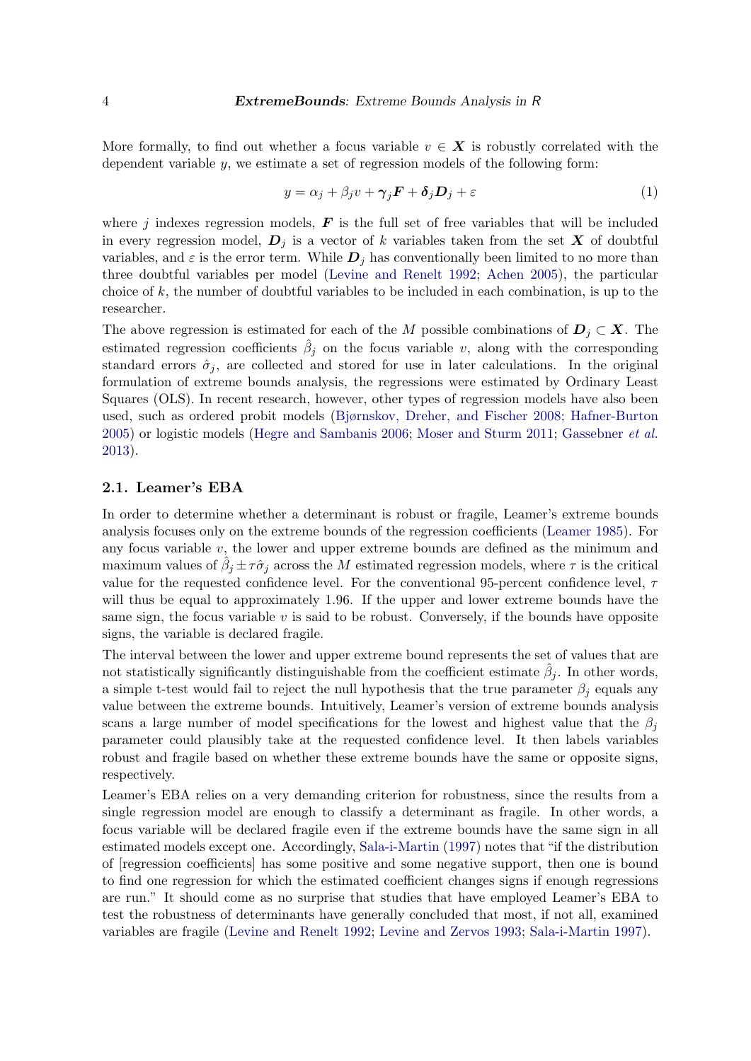More formally, to find out whether a focus variable $v \in \boldsymbol{X}$ is robustly correlated with the dependent variable $y$, we estimate a set of regression models of the following form:

$$y = \alpha_j + \beta_j v + \boldsymbol{\gamma}_j \boldsymbol{F} + \boldsymbol{\delta}_j \boldsymbol{D}_j + \varepsilon \tag{1}$$

where $j$ indexes regression models, $\boldsymbol{F}$ is the full set of free variables that will be included in every regression model, $\boldsymbol{D}_j$ is a vector of $k$ variables taken from the set $\boldsymbol{X}$ of doubtful variables, and $\varepsilon$ is the error term. While $\boldsymbol{D}_j$ has conventionally been limited to no more than three doubtful variables per model (Levine and Renelt 1992; Achen 2005), the particular choice of $k$, the number of doubtful variables to be included in each combination, is up to the researcher.

The above regression is estimated for each of the $M$ possible combinations of $\boldsymbol{D}_j \subset \boldsymbol{X}$. The estimated regression coefficients $\hat{\beta}_j$ on the focus variable $v$, along with the corresponding standard errors $\hat{\sigma}_j$, are collected and stored for use in later calculations. In the original formulation of extreme bounds analysis, the regressions were estimated by Ordinary Least Squares (OLS). In recent research, however, other types of regression models have also been used, such as ordered probit models (Bjørnskov, Dreher, and Fischer 2008; Hafner-Burton 2005) or logistic models (Hegre and Sambanis 2006; Moser and Sturm 2011; Gassebner *et al.* 2013).

## 2.1. Leamer's EBA

In order to determine whether a determinant is robust or fragile, Leamer's extreme bounds analysis focuses only on the extreme bounds of the regression coefficients (Leamer 1985). For any focus variable $v$, the lower and upper extreme bounds are defined as the minimum and maximum values of $\hat{\beta}_j \pm \tau \hat{\sigma}_j$ across the $M$ estimated regression models, where $\tau$ is the critical value for the requested confidence level. For the conventional 95-percent confidence level, $\tau$ will thus be equal to approximately 1.96. If the upper and lower extreme bounds have the same sign, the focus variable $v$ is said to be robust. Conversely, if the bounds have opposite signs, the variable is declared fragile.

The interval between the lower and upper extreme bound represents the set of values that are not statistically significantly distinguishable from the coefficient estimate $\hat{\beta}_j$. In other words, a simple t-test would fail to reject the null hypothesis that the true parameter $\beta_j$ equals any value between the extreme bounds. Intuitively, Leamer's version of extreme bounds analysis scans a large number of model specifications for the lowest and highest value that the $\beta_j$ parameter could plausibly take at the requested confidence level. It then labels variables robust and fragile based on whether these extreme bounds have the same or opposite signs, respectively.

Leamer's EBA relies on a very demanding criterion for robustness, since the results from a single regression model are enough to classify a determinant as fragile. In other words, a focus variable will be declared fragile even if the extreme bounds have the same sign in all estimated models except one. Accordingly, Sala-i-Martin (1997) notes that "if the distribution of [regression coefficients] has some positive and some negative support, then one is bound to find one regression for which the estimated coefficient changes signs if enough regressions are run." It should come as no surprise that studies that have employed Leamer's EBA to test the robustness of determinants have generally concluded that most, if not all, examined variables are fragile (Levine and Renelt 1992; Levine and Zervos 1993; Sala-i-Martin 1997).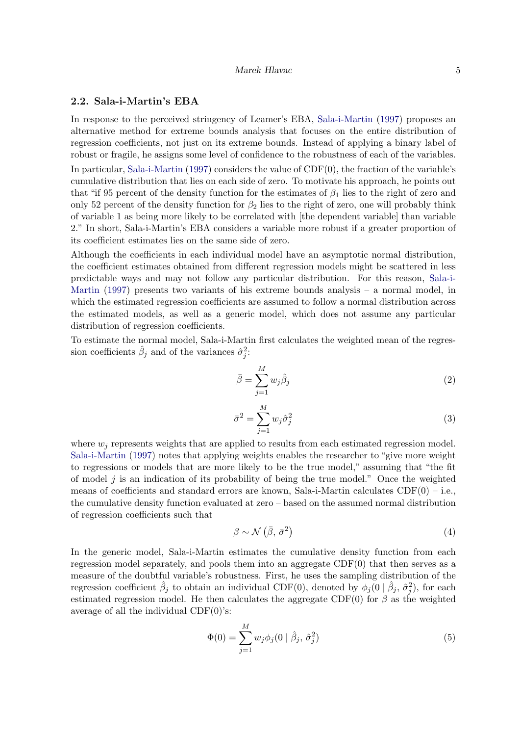### 2.2. Sala-i-Martin's EBA

In response to the perceived stringency of Leamer's EBA, Sala-i-Martin (1997) proposes an alternative method for extreme bounds analysis that focuses on the entire distribution of regression coefficients, not just on its extreme bounds. Instead of applying a binary label of robust or fragile, he assigns some level of confidence to the robustness of each of the variables.

In particular, Sala-i-Martin (1997) considers the value of CDF(0), the fraction of the variable's cumulative distribution that lies on each side of zero. To motivate his approach, he points out that "if 95 percent of the density function for the estimates of $\beta_1$ lies to the right of zero and only 52 percent of the density function for $\beta_2$ lies to the right of zero, one will probably think of variable 1 as being more likely to be correlated with [the dependent variable] than variable 2." In short, Sala-i-Martin's EBA considers a variable more robust if a greater proportion of its coefficient estimates lies on the same side of zero.

Although the coefficients in each individual model have an asymptotic normal distribution, the coefficient estimates obtained from different regression models might be scattered in less predictable ways and may not follow any particular distribution. For this reason, Sala-i-Martin (1997) presents two variants of his extreme bounds analysis – a normal model, in which the estimated regression coefficients are assumed to follow a normal distribution across the estimated models, as well as a generic model, which does not assume any particular distribution of regression coefficients.

To estimate the normal model, Sala-i-Martin first calculates the weighted mean of the regression coefficients $\hat{\beta}_j$ and of the variances $\hat{\sigma}_j^2$:

$$\bar{\beta} = \sum_{j=1}^{M} w_j \hat{\beta}_j \tag{2}$$

$$\bar{\sigma}^2 = \sum_{j=1}^{M} w_j \hat{\sigma}_j^2 \tag{3}$$

where $w_j$ represents weights that are applied to results from each estimated regression model. Sala-i-Martin (1997) notes that applying weights enables the researcher to "give more weight to regressions or models that are more likely to be the true model," assuming that "the fit of model $j$ is an indication of its probability of being the true model." Once the weighted means of coefficients and standard errors are known, Sala-i-Martin calculates CDF(0) – i.e., the cumulative density function evaluated at zero – based on the assumed normal distribution of regression coefficients such that

$$\beta \sim \mathcal{N}\left(\bar{\beta}, \bar{\sigma}^2\right) \tag{4}$$

In the generic model, Sala-i-Martin estimates the cumulative density function from each regression model separately, and pools them into an aggregate CDF(0) that then serves as a measure of the doubtful variable's robustness. First, he uses the sampling distribution of the regression coefficient $\hat{\beta}_j$ to obtain an individual CDF(0), denoted by $\phi_j(0 \mid \hat{\beta}_j, \hat{\sigma}_j^2)$, for each estimated regression model. He then calculates the aggregate CDF(0) for $\beta$ as the weighted average of all the individual CDF(0)'s:

$$\Phi(0) = \sum_{j=1}^{M} w_j \phi_j(0 \mid \hat{\beta}_j, \hat{\sigma}_j^2) \tag{5}$$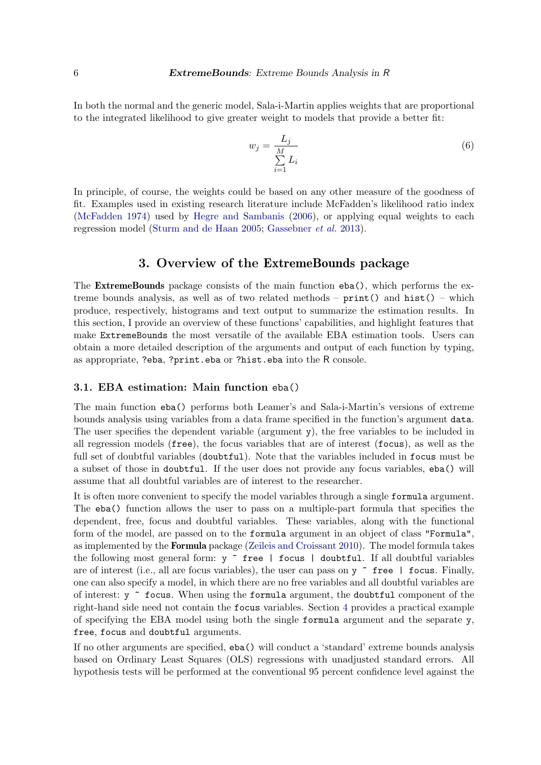In both the normal and the generic model, Sala-i-Martin applies weights that are proportional to the integrated likelihood to give greater weight to models that provide a better fit:

$$w_j = \frac{L_j}{\sum_{i=1}^{M} L_i} \tag{6}$$

In principle, of course, the weights could be based on any other measure of the goodness of fit. Examples used in existing research literature include McFadden's likelihood ratio index (McFadden 1974) used by Hegre and Sambanis (2006), or applying equal weights to each regression model (Sturm and de Haan 2005; Gassebner *et al.* 2013).

## 3. Overview of the ExtremeBounds package

The **ExtremeBounds** package consists of the main function `eba()`, which performs the extreme bounds analysis, as well as of two related methods – `print()` and `hist()` – which produce, respectively, histograms and text output to summarize the estimation results. In this section, I provide an overview of these functions' capabilities, and highlight features that make `ExtremeBounds` the most versatile of the available EBA estimation tools. Users can obtain a more detailed description of the arguments and output of each function by typing, as appropriate, `?eba`, `?print.eba` or `?hist.eba` into the R console.

### 3.1. EBA estimation: Main function `eba()`

The main function `eba()` performs both Leamer's and Sala-i-Martin's versions of extreme bounds analysis using variables from a data frame specified in the function's argument `data`. The user specifies the dependent variable (argument `y`), the free variables to be included in all regression models (`free`), the focus variables that are of interest (`focus`), as well as the full set of doubtful variables (`doubtful`). Note that the variables included in `focus` must be a subset of those in `doubtful`. If the user does not provide any focus variables, `eba()` will assume that all doubtful variables are of interest to the researcher.

It is often more convenient to specify the model variables through a single `formula` argument. The `eba()` function allows the user to pass on a multiple-part formula that specifies the dependent, free, focus and doubtful variables. These variables, along with the functional form of the model, are passed on to the `formula` argument in an object of class `"Formula"`, as implemented by the **Formula** package (Zeileis and Croissant 2010). The model formula takes the following most general form: `y ~ free | focus | doubtful`. If all doubtful variables are of interest (i.e., all are focus variables), the user can pass on `y ~ free | focus`. Finally, one can also specify a model, in which there are no free variables and all doubtful variables are of interest: `y ~ focus`. When using the `formula` argument, the `doubtful` component of the right-hand side need not contain the `focus` variables. Section 4 provides a practical example of specifying the EBA model using both the single `formula` argument and the separate `y`, `free`, `focus` and `doubtful` arguments.

If no other arguments are specified, `eba()` will conduct a 'standard' extreme bounds analysis based on Ordinary Least Squares (OLS) regressions with unadjusted standard errors. All hypothesis tests will be performed at the conventional 95 percent confidence level against the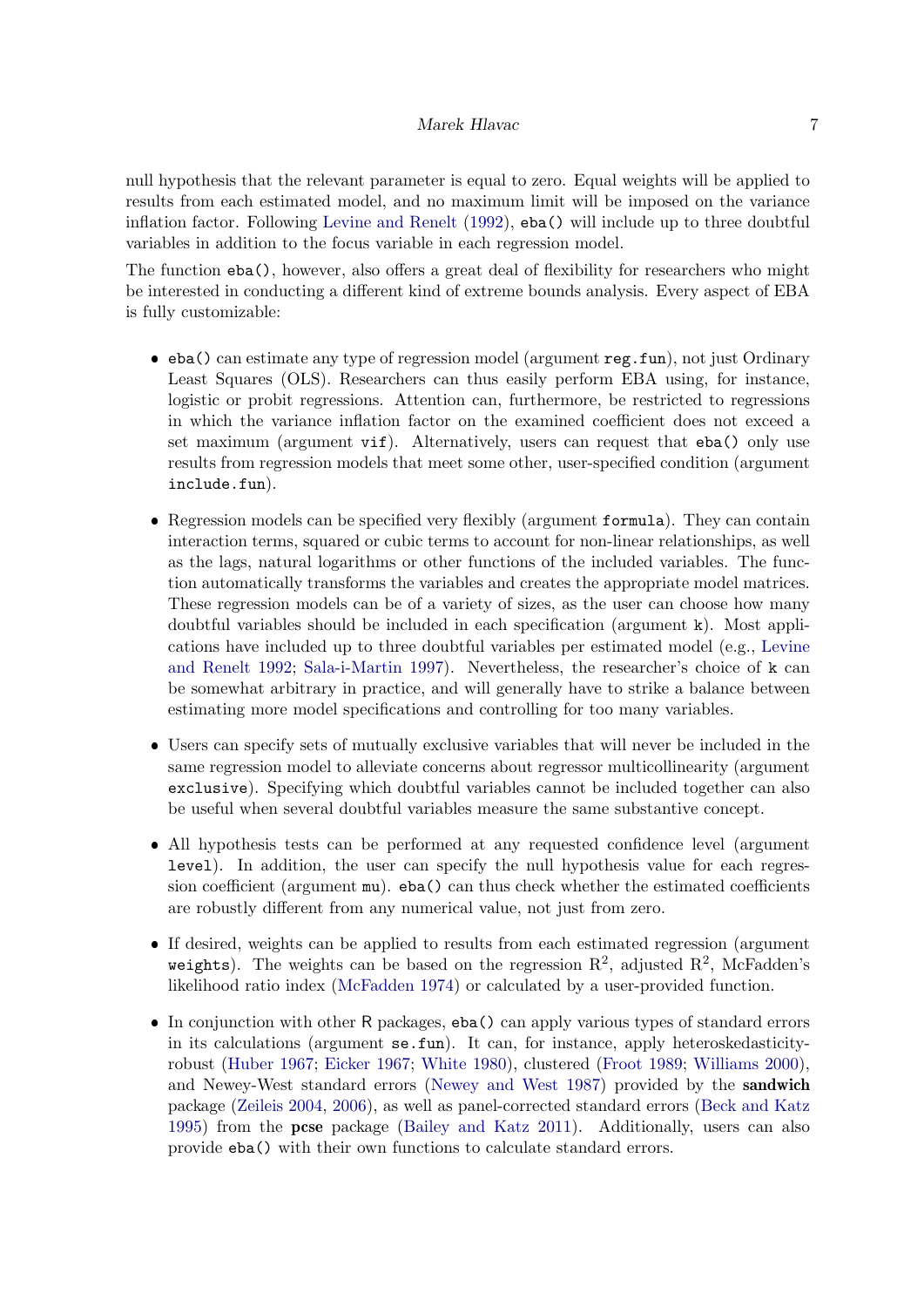null hypothesis that the relevant parameter is equal to zero. Equal weights will be applied to results from each estimated model, and no maximum limit will be imposed on the variance inflation factor. Following Levine and Renelt (1992), `eba()` will include up to three doubtful variables in addition to the focus variable in each regression model.

The function `eba()`, however, also offers a great deal of flexibility for researchers who might be interested in conducting a different kind of extreme bounds analysis. Every aspect of EBA is fully customizable:

- `eba()` can estimate any type of regression model (argument `reg.fun`), not just Ordinary Least Squares (OLS). Researchers can thus easily perform EBA using, for instance, logistic or probit regressions. Attention can, furthermore, be restricted to regressions in which the variance inflation factor on the examined coefficient does not exceed a set maximum (argument `vif`). Alternatively, users can request that `eba()` only use results from regression models that meet some other, user-specified condition (argument `include.fun`).

- Regression models can be specified very flexibly (argument `formula`). They can contain interaction terms, squared or cubic terms to account for non-linear relationships, as well as the lags, natural logarithms or other functions of the included variables. The function automatically transforms the variables and creates the appropriate model matrices. These regression models can be of a variety of sizes, as the user can choose how many doubtful variables should be included in each specification (argument `k`). Most applications have included up to three doubtful variables per estimated model (e.g., Levine and Renelt 1992; Sala-i-Martin 1997). Nevertheless, the researcher's choice of `k` can be somewhat arbitrary in practice, and will generally have to strike a balance between estimating more model specifications and controlling for too many variables.

- Users can specify sets of mutually exclusive variables that will never be included in the same regression model to alleviate concerns about regressor multicollinearity (argument `exclusive`). Specifying which doubtful variables cannot be included together can also be useful when several doubtful variables measure the same substantive concept.

- All hypothesis tests can be performed at any requested confidence level (argument `level`). In addition, the user can specify the null hypothesis value for each regression coefficient (argument `mu`). `eba()` can thus check whether the estimated coefficients are robustly different from any numerical value, not just from zero.

- If desired, weights can be applied to results from each estimated regression (argument `weights`). The weights can be based on the regression $R^2$, adjusted $R^2$, McFadden's likelihood ratio index (McFadden 1974) or calculated by a user-provided function.

- In conjunction with other R packages, `eba()` can apply various types of standard errors in its calculations (argument `se.fun`). It can, for instance, apply heteroskedasticity-robust (Huber 1967; Eicker 1967; White 1980), clustered (Froot 1989; Williams 2000), and Newey-West standard errors (Newey and West 1987) provided by the **sandwich** package (Zeileis 2004, 2006), as well as panel-corrected standard errors (Beck and Katz 1995) from the **pcse** package (Bailey and Katz 2011). Additionally, users can also provide `eba()` with their own functions to calculate standard errors.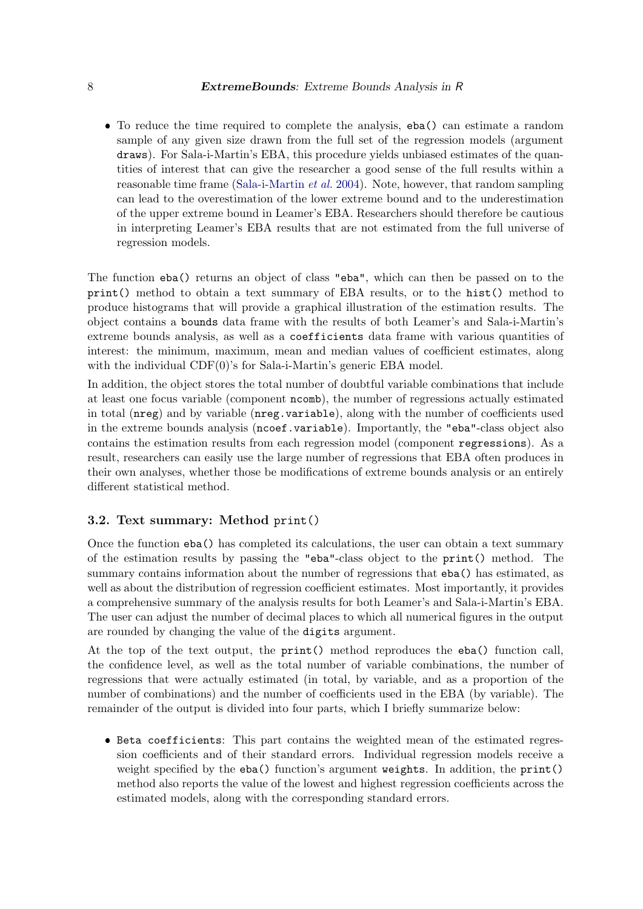- To reduce the time required to complete the analysis, `eba()` can estimate a random sample of any given size drawn from the full set of the regression models (argument `draws`). For Sala-i-Martin's EBA, this procedure yields unbiased estimates of the quantities of interest that can give the researcher a good sense of the full results within a reasonable time frame (Sala-i-Martin *et al.* 2004). Note, however, that random sampling can lead to the overestimation of the lower extreme bound and to the underestimation of the upper extreme bound in Leamer's EBA. Researchers should therefore be cautious in interpreting Leamer's EBA results that are not estimated from the full universe of regression models.

The function `eba()` returns an object of class `"eba"`, which can then be passed on to the `print()` method to obtain a text summary of EBA results, or to the `hist()` method to produce histograms that will provide a graphical illustration of the estimation results. The object contains a `bounds` data frame with the results of both Leamer's and Sala-i-Martin's extreme bounds analysis, as well as a `coefficients` data frame with various quantities of interest: the minimum, maximum, mean and median values of coefficient estimates, along with the individual CDF(0)'s for Sala-i-Martin's generic EBA model.

In addition, the object stores the total number of doubtful variable combinations that include at least one focus variable (component `ncomb`), the number of regressions actually estimated in total (`nreg`) and by variable (`nreg.variable`), along with the number of coefficients used in the extreme bounds analysis (`ncoef.variable`). Importantly, the `"eba"`-class object also contains the estimation results from each regression model (component `regressions`). As a result, researchers can easily use the large number of regressions that EBA often produces in their own analyses, whether those be modifications of extreme bounds analysis or an entirely different statistical method.

### 3.2. Text summary: Method `print()`

Once the function `eba()` has completed its calculations, the user can obtain a text summary of the estimation results by passing the `"eba"`-class object to the `print()` method. The summary contains information about the number of regressions that `eba()` has estimated, as well as about the distribution of regression coefficient estimates. Most importantly, it provides a comprehensive summary of the analysis results for both Leamer's and Sala-i-Martin's EBA. The user can adjust the number of decimal places to which all numerical figures in the output are rounded by changing the value of the `digits` argument.

At the top of the text output, the `print()` method reproduces the `eba()` function call, the confidence level, as well as the total number of variable combinations, the number of regressions that were actually estimated (in total, by variable, and as a proportion of the number of combinations) and the number of coefficients used in the EBA (by variable). The remainder of the output is divided into four parts, which I briefly summarize below:

- `Beta coefficients`: This part contains the weighted mean of the estimated regression coefficients and of their standard errors. Individual regression models receive a weight specified by the `eba()` function's argument `weights`. In addition, the `print()` method also reports the value of the lowest and highest regression coefficients across the estimated models, along with the corresponding standard errors.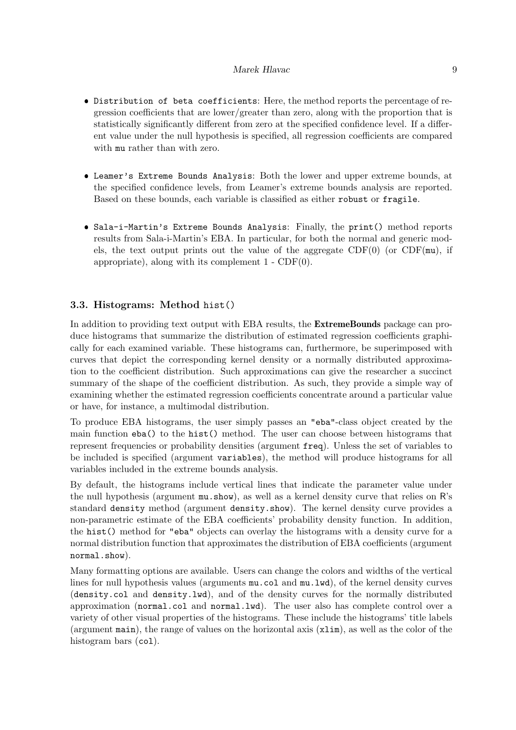- `Distribution of beta coefficients`: Here, the method reports the percentage of regression coefficients that are lower/greater than zero, along with the proportion that is statistically significantly different from zero at the specified confidence level. If a different value under the null hypothesis is specified, all regression coefficients are compared with `mu` rather than with zero.

- `Leamer's Extreme Bounds Analysis`: Both the lower and upper extreme bounds, at the specified confidence levels, from Leamer's extreme bounds analysis are reported. Based on these bounds, each variable is classified as either `robust` or `fragile`.

- `Sala-i-Martin's Extreme Bounds Analysis`: Finally, the `print()` method reports results from Sala-i-Martin's EBA. In particular, for both the normal and generic models, the text output prints out the value of the aggregate CDF(0) (or CDF(`mu`), if appropriate), along with its complement 1 - CDF(0).

### 3.3. Histograms: Method `hist()`

In addition to providing text output with EBA results, the **ExtremeBounds** package can produce histograms that summarize the distribution of estimated regression coefficients graphically for each examined variable. These histograms can, furthermore, be superimposed with curves that depict the corresponding kernel density or a normally distributed approximation to the coefficient distribution. Such approximations can give the researcher a succinct summary of the shape of the coefficient distribution. As such, they provide a simple way of examining whether the estimated regression coefficients concentrate around a particular value or have, for instance, a multimodal distribution.

To produce EBA histograms, the user simply passes an `"eba"`-class object created by the main function `eba()` to the `hist()` method. The user can choose between histograms that represent frequencies or probability densities (argument `freq`). Unless the set of variables to be included is specified (argument `variables`), the method will produce histograms for all variables included in the extreme bounds analysis.

By default, the histograms include vertical lines that indicate the parameter value under the null hypothesis (argument `mu.show`), as well as a kernel density curve that relies on R's standard `density` method (argument `density.show`). The kernel density curve provides a non-parametric estimate of the EBA coefficients' probability density function. In addition, the `hist()` method for `"eba"` objects can overlay the histograms with a density curve for a normal distribution function that approximates the distribution of EBA coefficients (argument `normal.show`).

Many formatting options are available. Users can change the colors and widths of the vertical lines for null hypothesis values (arguments `mu.col` and `mu.lwd`), of the kernel density curves (`density.col` and `density.lwd`), and of the density curves for the normally distributed approximation (`normal.col` and `normal.lwd`). The user also has complete control over a variety of other visual properties of the histograms. These include the histograms' title labels (argument `main`), the range of values on the horizontal axis (`xlim`), as well as the color of the histogram bars (`col`).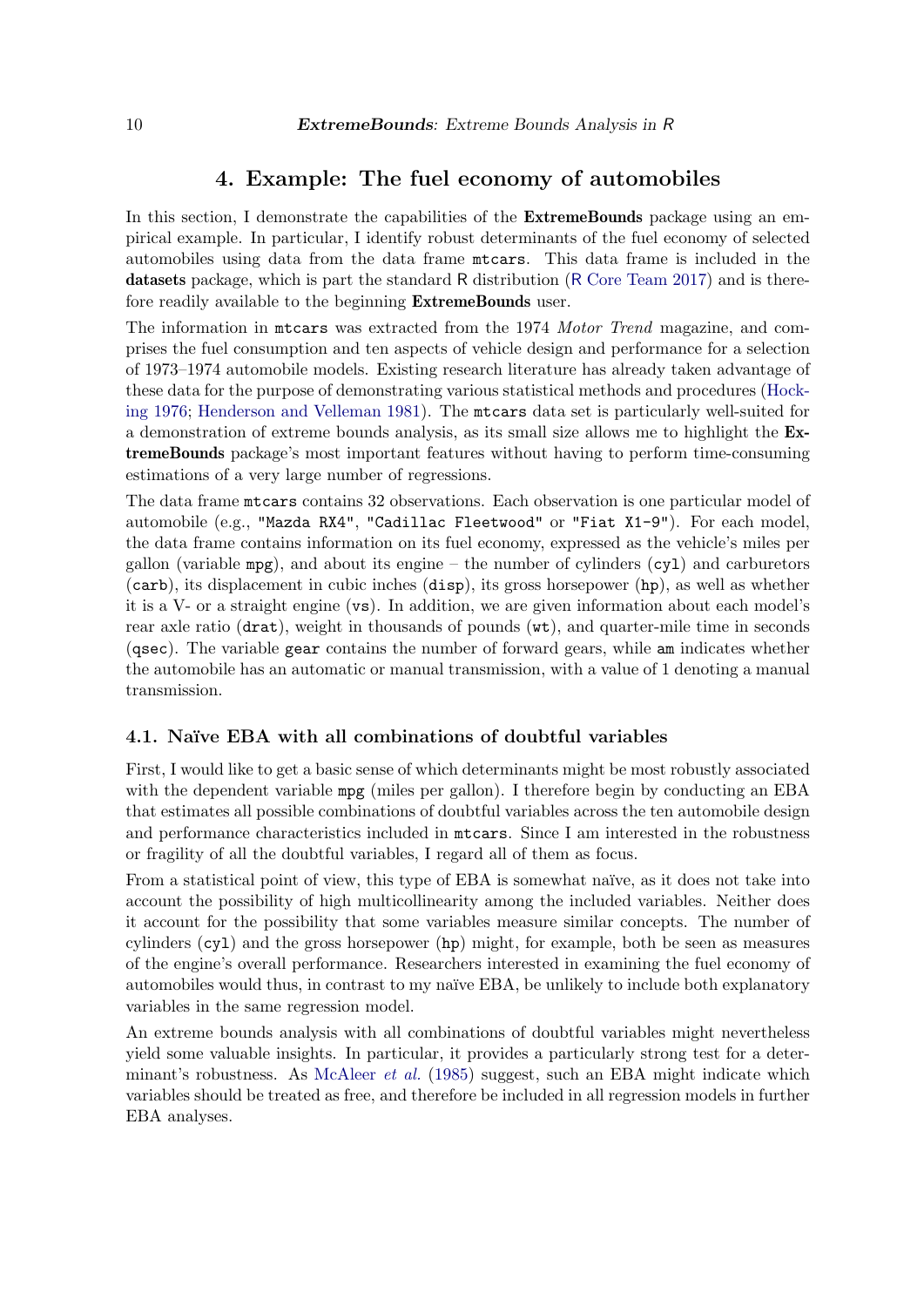## 4. Example: The fuel economy of automobiles

In this section, I demonstrate the capabilities of the **ExtremeBounds** package using an empirical example. In particular, I identify robust determinants of the fuel economy of selected automobiles using data from the data frame `mtcars`. This data frame is included in the **datasets** package, which is part the standard R distribution (R Core Team 2017) and is therefore readily available to the beginning **ExtremeBounds** user.

The information in `mtcars` was extracted from the 1974 *Motor Trend* magazine, and comprises the fuel consumption and ten aspects of vehicle design and performance for a selection of 1973–1974 automobile models. Existing research literature has already taken advantage of these data for the purpose of demonstrating various statistical methods and procedures (Hocking 1976; Henderson and Velleman 1981). The `mtcars` data set is particularly well-suited for a demonstration of extreme bounds analysis, as its small size allows me to highlight the **ExtremeBounds** package's most important features without having to perform time-consuming estimations of a very large number of regressions.

The data frame `mtcars` contains 32 observations. Each observation is one particular model of automobile (e.g., `"Mazda RX4"`, `"Cadillac Fleetwood"` or `"Fiat X1-9"`). For each model, the data frame contains information on its fuel economy, expressed as the vehicle's miles per gallon (variable `mpg`), and about its engine – the number of cylinders (`cyl`) and carburetors (`carb`), its displacement in cubic inches (`disp`), its gross horsepower (`hp`), as well as whether it is a V- or a straight engine (`vs`). In addition, we are given information about each model's rear axle ratio (`drat`), weight in thousands of pounds (`wt`), and quarter-mile time in seconds (`qsec`). The variable `gear` contains the number of forward gears, while `am` indicates whether the automobile has an automatic or manual transmission, with a value of 1 denoting a manual transmission.

### 4.1. Naïve EBA with all combinations of doubtful variables

First, I would like to get a basic sense of which determinants might be most robustly associated with the dependent variable `mpg` (miles per gallon). I therefore begin by conducting an EBA that estimates all possible combinations of doubtful variables across the ten automobile design and performance characteristics included in `mtcars`. Since I am interested in the robustness or fragility of all the doubtful variables, I regard all of them as focus.

From a statistical point of view, this type of EBA is somewhat naïve, as it does not take into account the possibility of high multicollinearity among the included variables. Neither does it account for the possibility that some variables measure similar concepts. The number of cylinders (`cyl`) and the gross horsepower (`hp`) might, for example, both be seen as measures of the engine's overall performance. Researchers interested in examining the fuel economy of automobiles would thus, in contrast to my naïve EBA, be unlikely to include both explanatory variables in the same regression model.

An extreme bounds analysis with all combinations of doubtful variables might nevertheless yield some valuable insights. In particular, it provides a particularly strong test for a determinant's robustness. As McAleer *et al.* (1985) suggest, such an EBA might indicate which variables should be treated as free, and therefore be included in all regression models in further EBA analyses.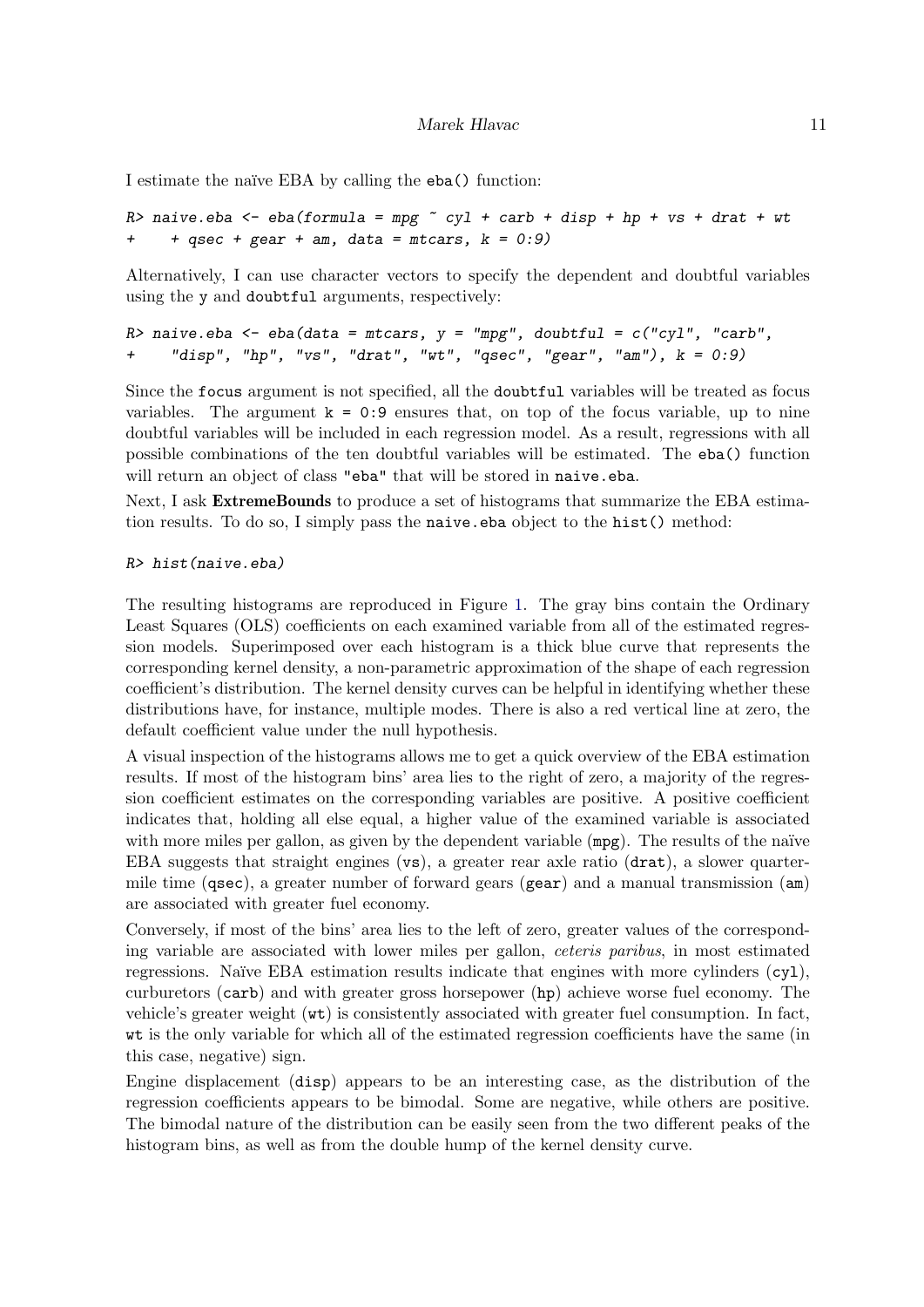I estimate the naïve EBA by calling the `eba()` function:

```
R> naive.eba <- eba(formula = mpg ~ cyl + carb + disp + hp + vs + drat + wt
+     + qsec + gear + am, data = mtcars, k = 0:9)
```

Alternatively, I can use character vectors to specify the dependent and doubtful variables using the `y` and `doubtful` arguments, respectively:

```
R> naive.eba <- eba(data = mtcars, y = "mpg", doubtful = c("cyl", "carb",
+     "disp", "hp", "vs", "drat", "wt", "qsec", "gear", "am"), k = 0:9)
```

Since the `focus` argument is not specified, all the `doubtful` variables will be treated as focus variables. The argument `k = 0:9` ensures that, on top of the focus variable, up to nine doubtful variables will be included in each regression model. As a result, regressions with all possible combinations of the ten doubtful variables will be estimated. The `eba()` function will return an object of class `"eba"` that will be stored in `naive.eba`.

Next, I ask **ExtremeBounds** to produce a set of histograms that summarize the EBA estimation results. To do so, I simply pass the `naive.eba` object to the `hist()` method:

```
R> hist(naive.eba)
```

The resulting histograms are reproduced in Figure 1. The gray bins contain the Ordinary Least Squares (OLS) coefficients on each examined variable from all of the estimated regression models. Superimposed over each histogram is a thick blue curve that represents the corresponding kernel density, a non-parametric approximation of the shape of each regression coefficient's distribution. The kernel density curves can be helpful in identifying whether these distributions have, for instance, multiple modes. There is also a red vertical line at zero, the default coefficient value under the null hypothesis.

A visual inspection of the histograms allows me to get a quick overview of the EBA estimation results. If most of the histogram bins' area lies to the right of zero, a majority of the regression coefficient estimates on the corresponding variables are positive. A positive coefficient indicates that, holding all else equal, a higher value of the examined variable is associated with more miles per gallon, as given by the dependent variable (`mpg`). The results of the naïve EBA suggests that straight engines (`vs`), a greater rear axle ratio (`drat`), a slower quarter-mile time (`qsec`), a greater number of forward gears (`gear`) and a manual transmission (`am`) are associated with greater fuel economy.

Conversely, if most of the bins' area lies to the left of zero, greater values of the corresponding variable are associated with lower miles per gallon, *ceteris paribus*, in most estimated regressions. Naïve EBA estimation results indicate that engines with more cylinders (`cyl`), curburetors (`carb`) and with greater gross horsepower (`hp`) achieve worse fuel economy. The vehicle's greater weight (`wt`) is consistently associated with greater fuel consumption. In fact, `wt` is the only variable for which all of the estimated regression coefficients have the same (in this case, negative) sign.

Engine displacement (`disp`) appears to be an interesting case, as the distribution of the regression coefficients appears to be bimodal. Some are negative, while others are positive. The bimodal nature of the distribution can be easily seen from the two different peaks of the histogram bins, as well as from the double hump of the kernel density curve.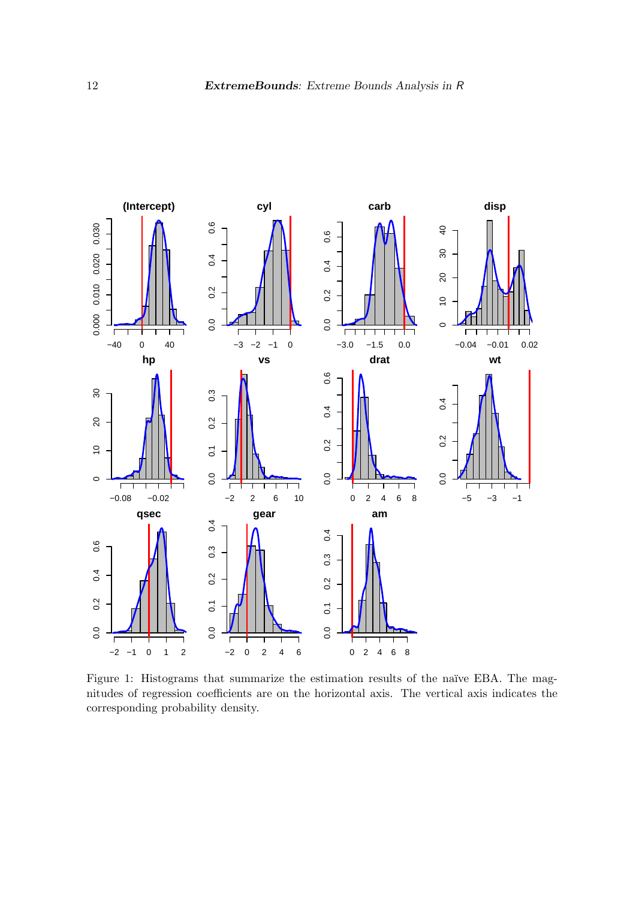Figure 1: Histograms that summarize the estimation results of the naïve EBA. The magnitudes of regression coefficients are on the horizontal axis. The vertical axis indicates the corresponding probability density.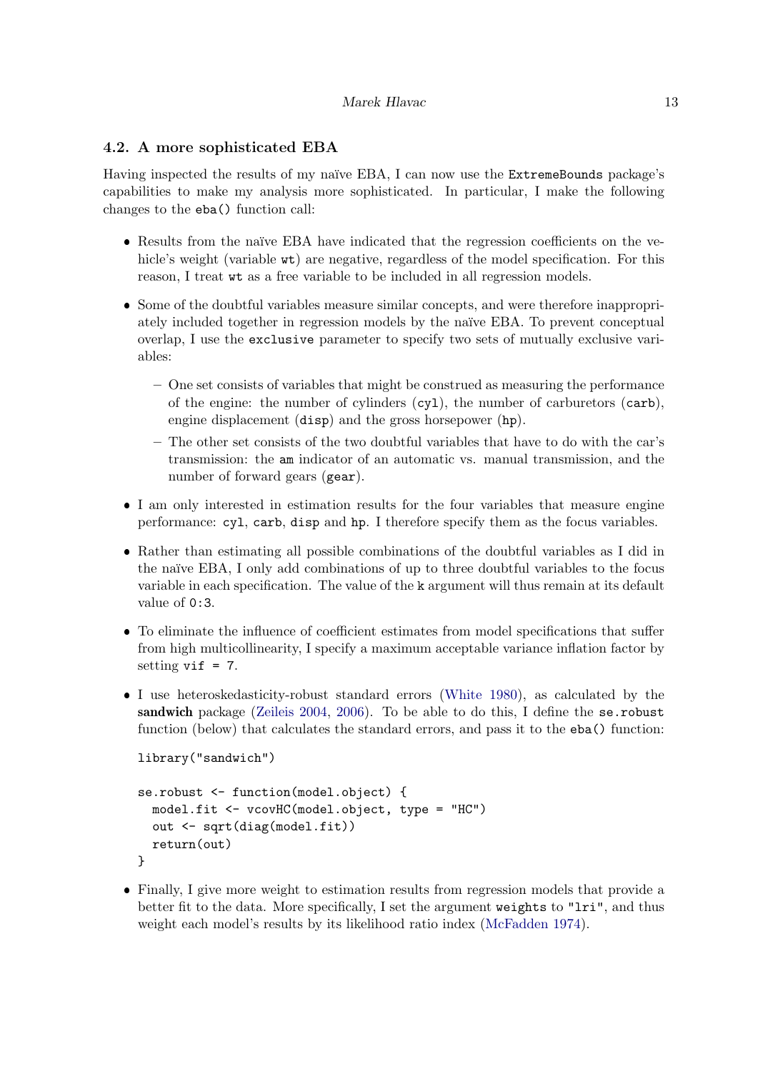### 4.2. A more sophisticated EBA

Having inspected the results of my naïve EBA, I can now use the `ExtremeBounds` package's capabilities to make my analysis more sophisticated. In particular, I make the following changes to the `eba()` function call:

- Results from the naïve EBA have indicated that the regression coefficients on the vehicle's weight (variable `wt`) are negative, regardless of the model specification. For this reason, I treat `wt` as a free variable to be included in all regression models.
- Some of the doubtful variables measure similar concepts, and were therefore inappropriately included together in regression models by the naïve EBA. To prevent conceptual overlap, I use the `exclusive` parameter to specify two sets of mutually exclusive variables:
  - One set consists of variables that might be construed as measuring the performance of the engine: the number of cylinders (`cyl`), the number of carburetors (`carb`), engine displacement (`disp`) and the gross horsepower (`hp`).
  - The other set consists of the two doubtful variables that have to do with the car's transmission: the `am` indicator of an automatic vs. manual transmission, and the number of forward gears (`gear`).
- I am only interested in estimation results for the four variables that measure engine performance: `cyl`, `carb`, `disp` and `hp`. I therefore specify them as the focus variables.
- Rather than estimating all possible combinations of the doubtful variables as I did in the naïve EBA, I only add combinations of up to three doubtful variables to the focus variable in each specification. The value of the `k` argument will thus remain at its default value of `0:3`.
- To eliminate the influence of coefficient estimates from model specifications that suffer from high multicollinearity, I specify a maximum acceptable variance inflation factor by setting `vif = 7`.
- I use heteroskedasticity-robust standard errors (White 1980), as calculated by the **sandwich** package (Zeileis 2004, 2006). To be able to do this, I define the `se.robust` function (below) that calculates the standard errors, and pass it to the `eba()` function:

```
library("sandwich")

se.robust <- function(model.object) {
  model.fit <- vcovHC(model.object, type = "HC")
  out <- sqrt(diag(model.fit))
  return(out)
}
```

- Finally, I give more weight to estimation results from regression models that provide a better fit to the data. More specifically, I set the argument `weights` to `"lri"`, and thus weight each model's results by its likelihood ratio index (McFadden 1974).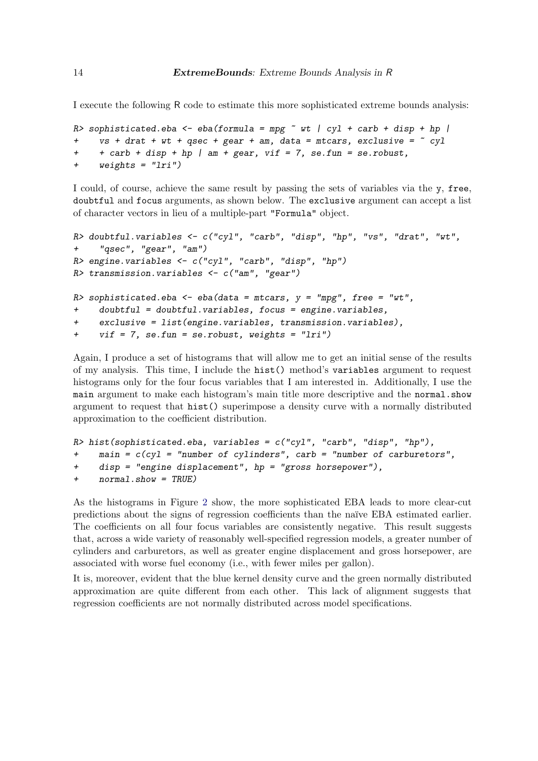I execute the following R code to estimate this more sophisticated extreme bounds analysis:

```
R> sophisticated.eba <- eba(formula = mpg ~ wt | cyl + carb + disp + hp |
+    vs + drat + wt + qsec + gear + am, data = mtcars, exclusive = ~ cyl
+    + carb + disp + hp | am + gear, vif = 7, se.fun = se.robust,
+    weights = "lri")
```

I could, of course, achieve the same result by passing the sets of variables via the `y`, `free`, `doubtful` and `focus` arguments, as shown below. The `exclusive` argument can accept a list of character vectors in lieu of a multiple-part `"Formula"` object.

```
R> doubtful.variables <- c("cyl", "carb", "disp", "hp", "vs", "drat", "wt",
+    "qsec", "gear", "am")
R> engine.variables <- c("cyl", "carb", "disp", "hp")
R> transmission.variables <- c("am", "gear")

R> sophisticated.eba <- eba(data = mtcars, y = "mpg", free = "wt",
+    doubtful = doubtful.variables, focus = engine.variables,
+    exclusive = list(engine.variables, transmission.variables),
+    vif = 7, se.fun = se.robust, weights = "lri")
```

Again, I produce a set of histograms that will allow me to get an initial sense of the results of my analysis. This time, I include the `hist()` method's `variables` argument to request histograms only for the four focus variables that I am interested in. Additionally, I use the `main` argument to make each histogram's main title more descriptive and the `normal.show` argument to request that `hist()` superimpose a density curve with a normally distributed approximation to the coefficient distribution.

```
R> hist(sophisticated.eba, variables = c("cyl", "carb", "disp", "hp"),
+    main = c(cyl = "number of cylinders", carb = "number of carburetors",
+    disp = "engine displacement", hp = "gross horsepower"),
+    normal.show = TRUE)
```

As the histograms in Figure 2 show, the more sophisticated EBA leads to more clear-cut predictions about the signs of regression coefficients than the naïve EBA estimated earlier. The coefficients on all four focus variables are consistently negative. This result suggests that, across a wide variety of reasonably well-specified regression models, a greater number of cylinders and carburetors, as well as greater engine displacement and gross horsepower, are associated with worse fuel economy (i.e., with fewer miles per gallon).

It is, moreover, evident that the blue kernel density curve and the green normally distributed approximation are quite different from each other. This lack of alignment suggests that regression coefficients are not normally distributed across model specifications.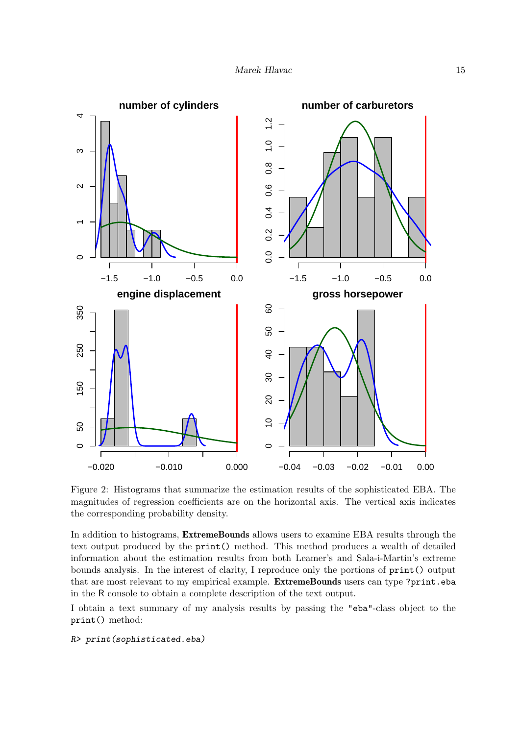Figure 2: Histograms that summarize the estimation results of the sophisticated EBA. The magnitudes of regression coefficients are on the horizontal axis. The vertical axis indicates the corresponding probability density.

In addition to histograms, **ExtremeBounds** allows users to examine EBA results through the text output produced by the `print()` method. This method produces a wealth of detailed information about the estimation results from both Leamer's and Sala-i-Martin's extreme bounds analysis. In the interest of clarity, I reproduce only the portions of `print()` output that are most relevant to my empirical example. **ExtremeBounds** users can type `?print.eba` in the R console to obtain a complete description of the text output.

I obtain a text summary of my analysis results by passing the `"eba"`-class object to the `print()` method:

```
R> print(sophisticated.eba)
```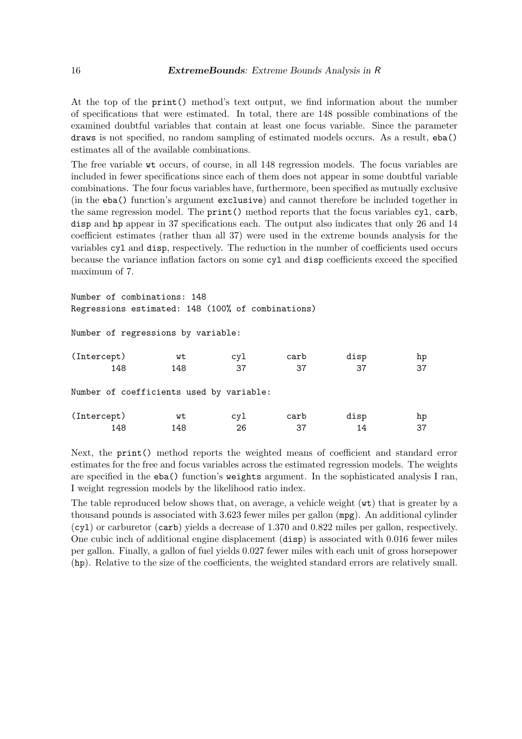At the top of the `print()` method's text output, we find information about the number of specifications that were estimated. In total, there are 148 possible combinations of the examined doubtful variables that contain at least one focus variable. Since the parameter `draws` is not specified, no random sampling of estimated models occurs. As a result, `eba()` estimates all of the available combinations.

The free variable `wt` occurs, of course, in all 148 regression models. The focus variables are included in fewer specifications since each of them does not appear in some doubtful variable combinations. The four focus variables have, furthermore, been specified as mutually exclusive (in the `eba()` function's argument `exclusive`) and cannot therefore be included together in the same regression model. The `print()` method reports that the focus variables `cyl`, `carb`, `disp` and `hp` appear in 37 specifications each. The output also indicates that only 26 and 14 coefficient estimates (rather than all 37) were used in the extreme bounds analysis for the variables `cyl` and `disp`, respectively. The reduction in the number of coefficients used occurs because the variance inflation factors on some `cyl` and `disp` coefficients exceed the specified maximum of 7.

```
Number of combinations: 148
Regressions estimated: 148 (100% of combinations)

Number of regressions by variable:

(Intercept)          wt         cyl        carb        disp          hp
        148         148          37          37          37          37

Number of coefficients used by variable:

(Intercept)          wt         cyl        carb        disp          hp
        148         148          26          37          14          37
```

Next, the `print()` method reports the weighted means of coefficient and standard error estimates for the free and focus variables across the estimated regression models. The weights are specified in the `eba()` function's `weights` argument. In the sophisticated analysis I ran, I weight regression models by the likelihood ratio index.

The table reproduced below shows that, on average, a vehicle weight (`wt`) that is greater by a thousand pounds is associated with 3.623 fewer miles per gallon (`mpg`). An additional cylinder (`cyl`) or carburetor (`carb`) yields a decrease of 1.370 and 0.822 miles per gallon, respectively. One cubic inch of additional engine displacement (`disp`) is associated with 0.016 fewer miles per gallon. Finally, a gallon of fuel yields 0.027 fewer miles with each unit of gross horsepower (`hp`). Relative to the size of the coefficients, the weighted standard errors are relatively small.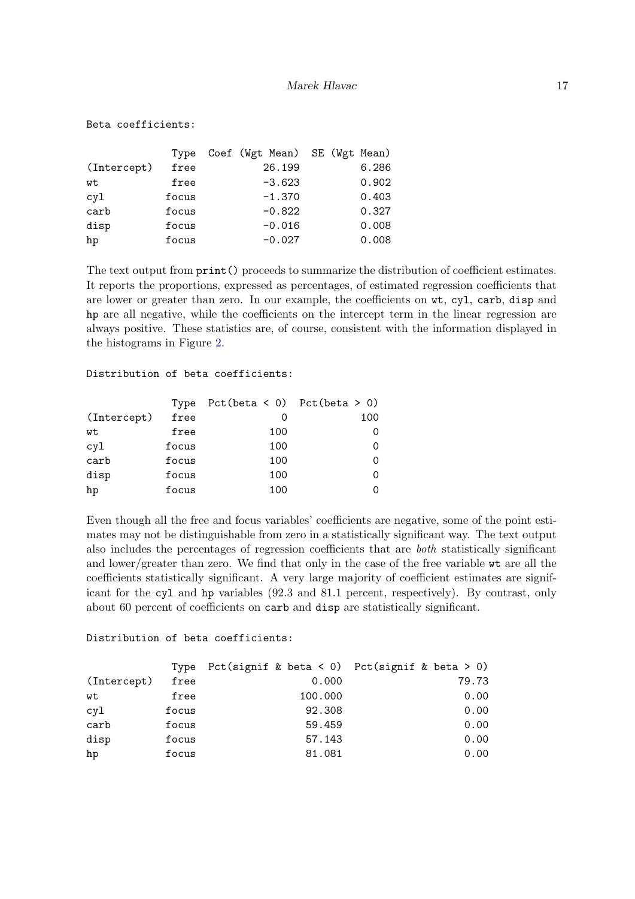```
Beta coefficients:

             Type  Coef (Wgt Mean)  SE (Wgt Mean)
(Intercept)  free           26.199          6.286
wt           free           -3.623          0.902
cyl         focus           -1.370          0.403
carb        focus           -0.822          0.327
disp        focus           -0.016          0.008
hp          focus           -0.027          0.008
```

The text output from `print()` proceeds to summarize the distribution of coefficient estimates. It reports the proportions, expressed as percentages, of estimated regression coefficients that are lower or greater than zero. In our example, the coefficients on `wt`, `cyl`, `carb`, `disp` and `hp` are all negative, while the coefficients on the intercept term in the linear regression are always positive. These statistics are, of course, consistent with the information displayed in the histograms in Figure 2.

```
Distribution of beta coefficients:

             Type  Pct(beta < 0)  Pct(beta > 0)
(Intercept)  free              0            100
wt           free            100              0
cyl         focus            100              0
carb        focus            100              0
disp        focus            100              0
hp          focus            100              0
```

Even though all the free and focus variables' coefficients are negative, some of the point estimates may not be distinguishable from zero in a statistically significant way. The text output also includes the percentages of regression coefficients that are *both* statistically significant and lower/greater than zero. We find that only in the case of the free variable `wt` are all the coefficients statistically significant. A very large majority of coefficient estimates are significant for the `cyl` and `hp` variables (92.3 and 81.1 percent, respectively). By contrast, only about 60 percent of coefficients on `carb` and `disp` are statistically significant.

```
Distribution of beta coefficients:

             Type  Pct(signif & beta < 0)  Pct(signif & beta > 0)
(Intercept)  free                   0.000                   79.73
wt           free                 100.000                    0.00
cyl         focus                  92.308                    0.00
carb        focus                  59.459                    0.00
disp        focus                  57.143                    0.00
hp          focus                  81.081                    0.00
```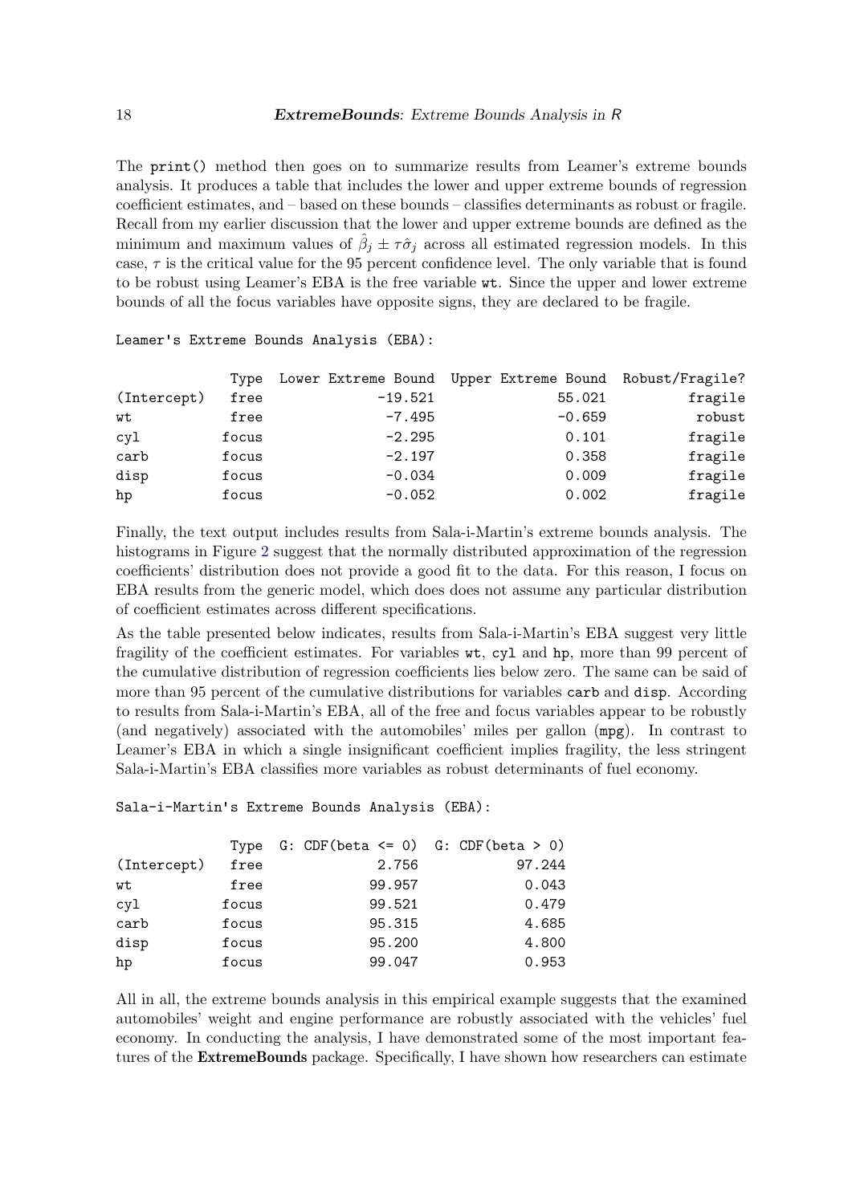The `print()` method then goes on to summarize results from Leamer's extreme bounds analysis. It produces a table that includes the lower and upper extreme bounds of regression coefficient estimates, and – based on these bounds – classifies determinants as robust or fragile. Recall from my earlier discussion that the lower and upper extreme bounds are defined as the minimum and maximum values of $\hat{\beta}_j \pm \tau\hat{\sigma}_j$ across all estimated regression models. In this case, $\tau$ is the critical value for the 95 percent confidence level. The only variable that is found to be robust using Leamer's EBA is the free variable `wt`. Since the upper and lower extreme bounds of all the focus variables have opposite signs, they are declared to be fragile.

```
Leamer's Extreme Bounds Analysis (EBA):

             Type  Lower Extreme Bound  Upper Extreme Bound  Robust/Fragile?
(Intercept)  free              -19.521               55.021          fragile
wt           free               -7.495               -0.659           robust
cyl         focus               -2.295                0.101          fragile
carb        focus               -2.197                0.358          fragile
disp        focus               -0.034                0.009          fragile
hp          focus               -0.052                0.002          fragile
```

Finally, the text output includes results from Sala-i-Martin's extreme bounds analysis. The histograms in Figure 2 suggest that the normally distributed approximation of the regression coefficients' distribution does not provide a good fit to the data. For this reason, I focus on EBA results from the generic model, which does does not assume any particular distribution of coefficient estimates across different specifications.

As the table presented below indicates, results from Sala-i-Martin's EBA suggest very little fragility of the coefficient estimates. For variables `wt`, `cyl` and `hp`, more than 99 percent of the cumulative distribution of regression coefficients lies below zero. The same can be said of more than 95 percent of the cumulative distributions for variables `carb` and `disp`. According to results from Sala-i-Martin's EBA, all of the free and focus variables appear to be robustly (and negatively) associated with the automobiles' miles per gallon (`mpg`). In contrast to Leamer's EBA in which a single insignificant coefficient implies fragility, the less stringent Sala-i-Martin's EBA classifies more variables as robust determinants of fuel economy.

```
Sala-i-Martin's Extreme Bounds Analysis (EBA):

             Type  G: CDF(beta <= 0)  G: CDF(beta > 0)
(Intercept)  free              2.756            97.244
wt           free             99.957             0.043
cyl         focus             99.521             0.479
carb        focus             95.315             4.685
disp        focus             95.200             4.800
hp          focus             99.047             0.953
```

All in all, the extreme bounds analysis in this empirical example suggests that the examined automobiles' weight and engine performance are robustly associated with the vehicles' fuel economy. In conducting the analysis, I have demonstrated some of the most important features of the **ExtremeBounds** package. Specifically, I have shown how researchers can estimate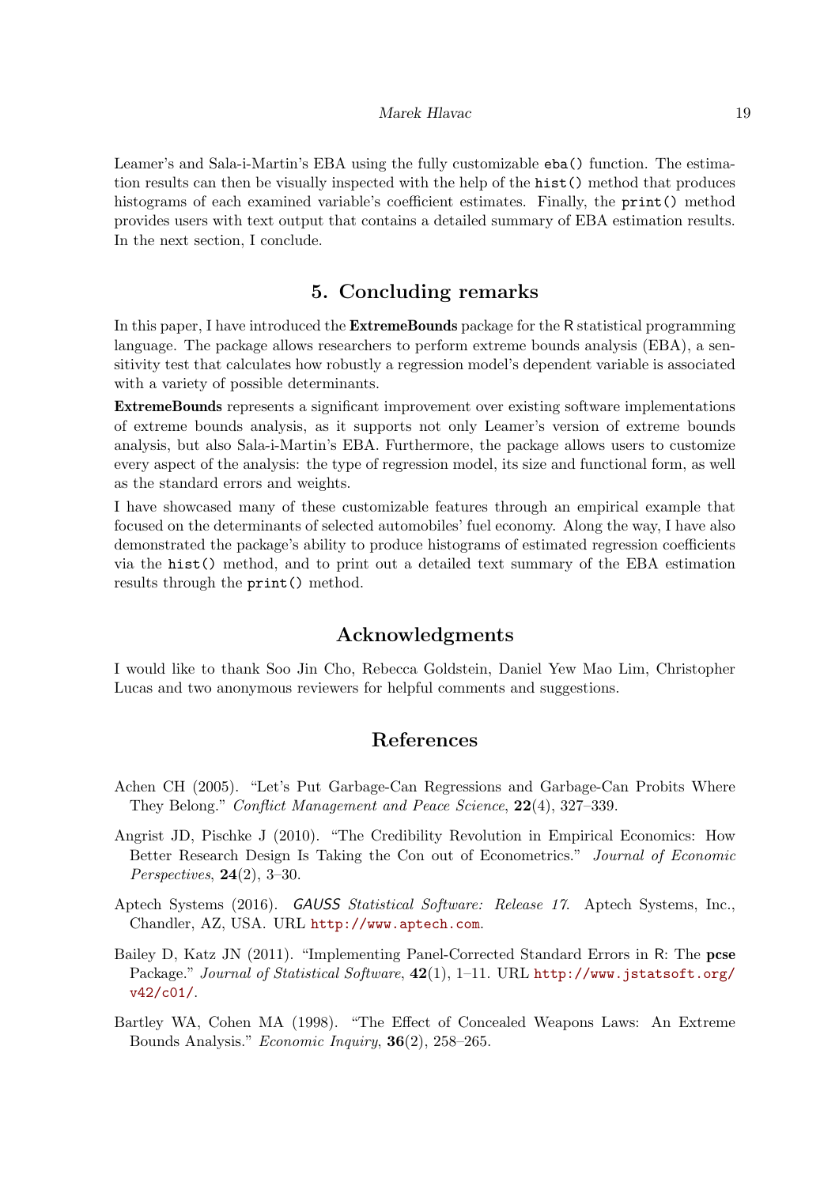Leamer's and Sala-i-Martin's EBA using the fully customizable `eba()` function. The estimation results can then be visually inspected with the help of the `hist()` method that produces histograms of each examined variable's coefficient estimates. Finally, the `print()` method provides users with text output that contains a detailed summary of EBA estimation results. In the next section, I conclude.

## 5. Concluding remarks

In this paper, I have introduced the **ExtremeBounds** package for the R statistical programming language. The package allows researchers to perform extreme bounds analysis (EBA), a sensitivity test that calculates how robustly a regression model's dependent variable is associated with a variety of possible determinants.

**ExtremeBounds** represents a significant improvement over existing software implementations of extreme bounds analysis, as it supports not only Leamer's version of extreme bounds analysis, but also Sala-i-Martin's EBA. Furthermore, the package allows users to customize every aspect of the analysis: the type of regression model, its size and functional form, as well as the standard errors and weights.

I have showcased many of these customizable features through an empirical example that focused on the determinants of selected automobiles' fuel economy. Along the way, I have also demonstrated the package's ability to produce histograms of estimated regression coefficients via the `hist()` method, and to print out a detailed text summary of the EBA estimation results through the `print()` method.

## Acknowledgments

I would like to thank Soo Jin Cho, Rebecca Goldstein, Daniel Yew Mao Lim, Christopher Lucas and two anonymous reviewers for helpful comments and suggestions.

## References

Achen CH (2005). "Let's Put Garbage-Can Regressions and Garbage-Can Probits Where They Belong." *Conflict Management and Peace Science*, **22**(4), 327–339.

Angrist JD, Pischke J (2010). "The Credibility Revolution in Empirical Economics: How Better Research Design Is Taking the Con out of Econometrics." *Journal of Economic Perspectives*, **24**(2), 3–30.

Aptech Systems (2016). *GAUSS Statistical Software: Release 17*. Aptech Systems, Inc., Chandler, AZ, USA. URL http://www.aptech.com.

Bailey D, Katz JN (2011). "Implementing Panel-Corrected Standard Errors in R: The **pcse** Package." *Journal of Statistical Software*, **42**(1), 1–11. URL http://www.jstatsoft.org/v42/c01/.

Bartley WA, Cohen MA (1998). "The Effect of Concealed Weapons Laws: An Extreme Bounds Analysis." *Economic Inquiry*, **36**(2), 258–265.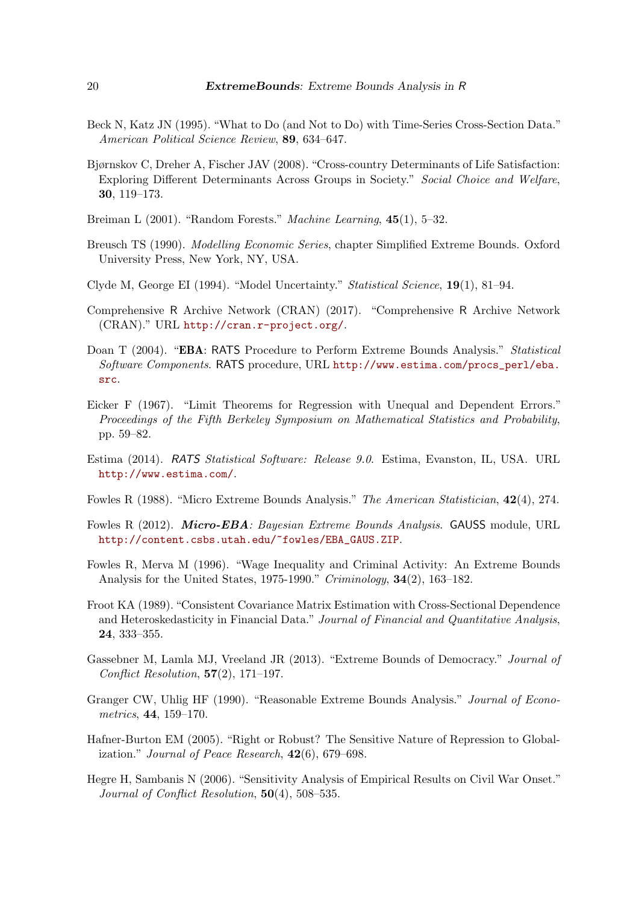Beck N, Katz JN (1995). "What to Do (and Not to Do) with Time-Series Cross-Section Data." *American Political Science Review*, **89**, 634–647.

Bjørnskov C, Dreher A, Fischer JAV (2008). "Cross-country Determinants of Life Satisfaction: Exploring Different Determinants Across Groups in Society." *Social Choice and Welfare*, **30**, 119–173.

Breiman L (2001). "Random Forests." *Machine Learning*, **45**(1), 5–32.

Breusch TS (1990). *Modelling Economic Series*, chapter Simplified Extreme Bounds. Oxford University Press, New York, NY, USA.

Clyde M, George EI (1994). "Model Uncertainty." *Statistical Science*, **19**(1), 81–94.

Comprehensive R Archive Network (CRAN) (2017). "Comprehensive R Archive Network (CRAN)." URL http://cran.r-project.org/.

Doan T (2004). "**EBA**: RATS Procedure to Perform Extreme Bounds Analysis." *Statistical Software Components*. RATS procedure, URL http://www.estima.com/procs_perl/eba.src.

Eicker F (1967). "Limit Theorems for Regression with Unequal and Dependent Errors." *Proceedings of the Fifth Berkeley Symposium on Mathematical Statistics and Probability*, pp. 59–82.

Estima (2014). *RATS Statistical Software: Release 9.0*. Estima, Evanston, IL, USA. URL http://www.estima.com/.

Fowles R (1988). "Micro Extreme Bounds Analysis." *The American Statistician*, **42**(4), 274.

Fowles R (2012). ***Micro-EBA**: Bayesian Extreme Bounds Analysis*. GAUSS module, URL http://content.csbs.utah.edu/~fowles/EBA_GAUS.ZIP.

Fowles R, Merva M (1996). "Wage Inequality and Criminal Activity: An Extreme Bounds Analysis for the United States, 1975-1990." *Criminology*, **34**(2), 163–182.

Froot KA (1989). "Consistent Covariance Matrix Estimation with Cross-Sectional Dependence and Heteroskedasticity in Financial Data." *Journal of Financial and Quantitative Analysis*, **24**, 333–355.

Gassebner M, Lamla MJ, Vreeland JR (2013). "Extreme Bounds of Democracy." *Journal of Conflict Resolution*, **57**(2), 171–197.

Granger CW, Uhlig HF (1990). "Reasonable Extreme Bounds Analysis." *Journal of Econometrics*, **44**, 159–170.

Hafner-Burton EM (2005). "Right or Robust? The Sensitive Nature of Repression to Globalization." *Journal of Peace Research*, **42**(6), 679–698.

Hegre H, Sambanis N (2006). "Sensitivity Analysis of Empirical Results on Civil War Onset." *Journal of Conflict Resolution*, **50**(4), 508–535.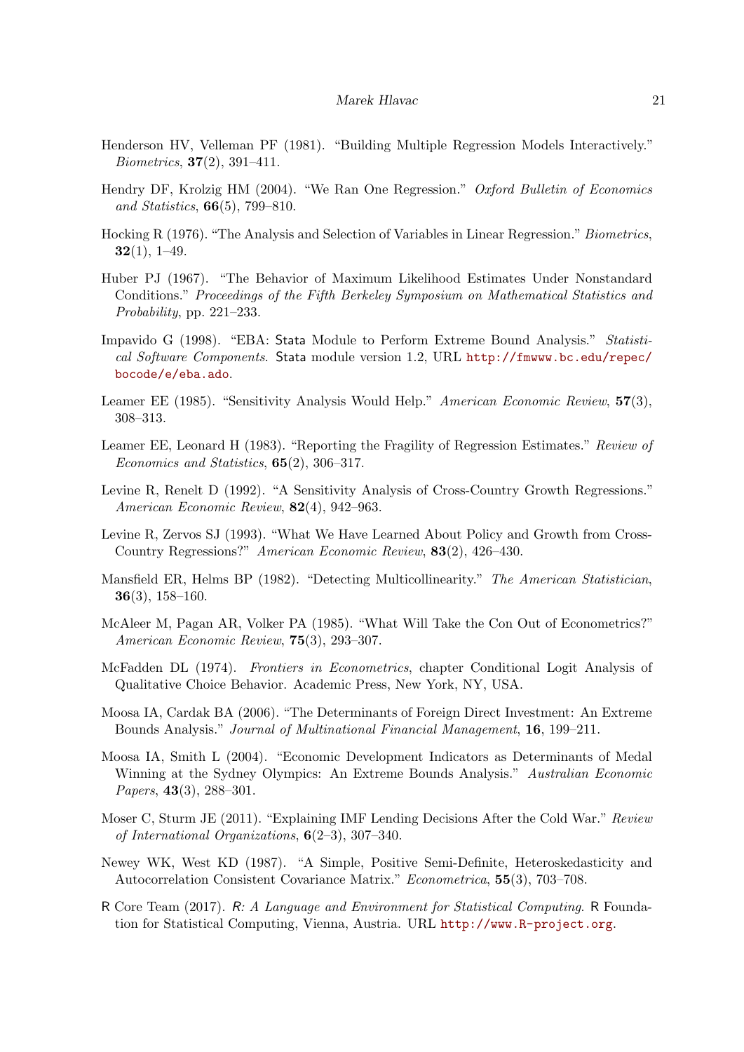Henderson HV, Velleman PF (1981). "Building Multiple Regression Models Interactively." *Biometrics*, **37**(2), 391–411.

Hendry DF, Krolzig HM (2004). "We Ran One Regression." *Oxford Bulletin of Economics and Statistics*, **66**(5), 799–810.

Hocking R (1976). "The Analysis and Selection of Variables in Linear Regression." *Biometrics*, **32**(1), 1–49.

Huber PJ (1967). "The Behavior of Maximum Likelihood Estimates Under Nonstandard Conditions." *Proceedings of the Fifth Berkeley Symposium on Mathematical Statistics and Probability*, pp. 221–233.

Impavido G (1998). "EBA: Stata Module to Perform Extreme Bound Analysis." *Statistical Software Components*. Stata module version 1.2, URL http://fmwww.bc.edu/repec/bocode/e/eba.ado.

Leamer EE (1985). "Sensitivity Analysis Would Help." *American Economic Review*, **57**(3), 308–313.

Leamer EE, Leonard H (1983). "Reporting the Fragility of Regression Estimates." *Review of Economics and Statistics*, **65**(2), 306–317.

Levine R, Renelt D (1992). "A Sensitivity Analysis of Cross-Country Growth Regressions." *American Economic Review*, **82**(4), 942–963.

Levine R, Zervos SJ (1993). "What We Have Learned About Policy and Growth from Cross-Country Regressions?" *American Economic Review*, **83**(2), 426–430.

Mansfield ER, Helms BP (1982). "Detecting Multicollinearity." *The American Statistician*, **36**(3), 158–160.

McAleer M, Pagan AR, Volker PA (1985). "What Will Take the Con Out of Econometrics?" *American Economic Review*, **75**(3), 293–307.

McFadden DL (1974). *Frontiers in Econometrics*, chapter Conditional Logit Analysis of Qualitative Choice Behavior. Academic Press, New York, NY, USA.

Moosa IA, Cardak BA (2006). "The Determinants of Foreign Direct Investment: An Extreme Bounds Analysis." *Journal of Multinational Financial Management*, **16**, 199–211.

Moosa IA, Smith L (2004). "Economic Development Indicators as Determinants of Medal Winning at the Sydney Olympics: An Extreme Bounds Analysis." *Australian Economic Papers*, **43**(3), 288–301.

Moser C, Sturm JE (2011). "Explaining IMF Lending Decisions After the Cold War." *Review of International Organizations*, **6**(2–3), 307–340.

Newey WK, West KD (1987). "A Simple, Positive Semi-Definite, Heteroskedasticity and Autocorrelation Consistent Covariance Matrix." *Econometrica*, **55**(3), 703–708.

R Core Team (2017). *R: A Language and Environment for Statistical Computing*. R Foundation for Statistical Computing, Vienna, Austria. URL http://www.R-project.org.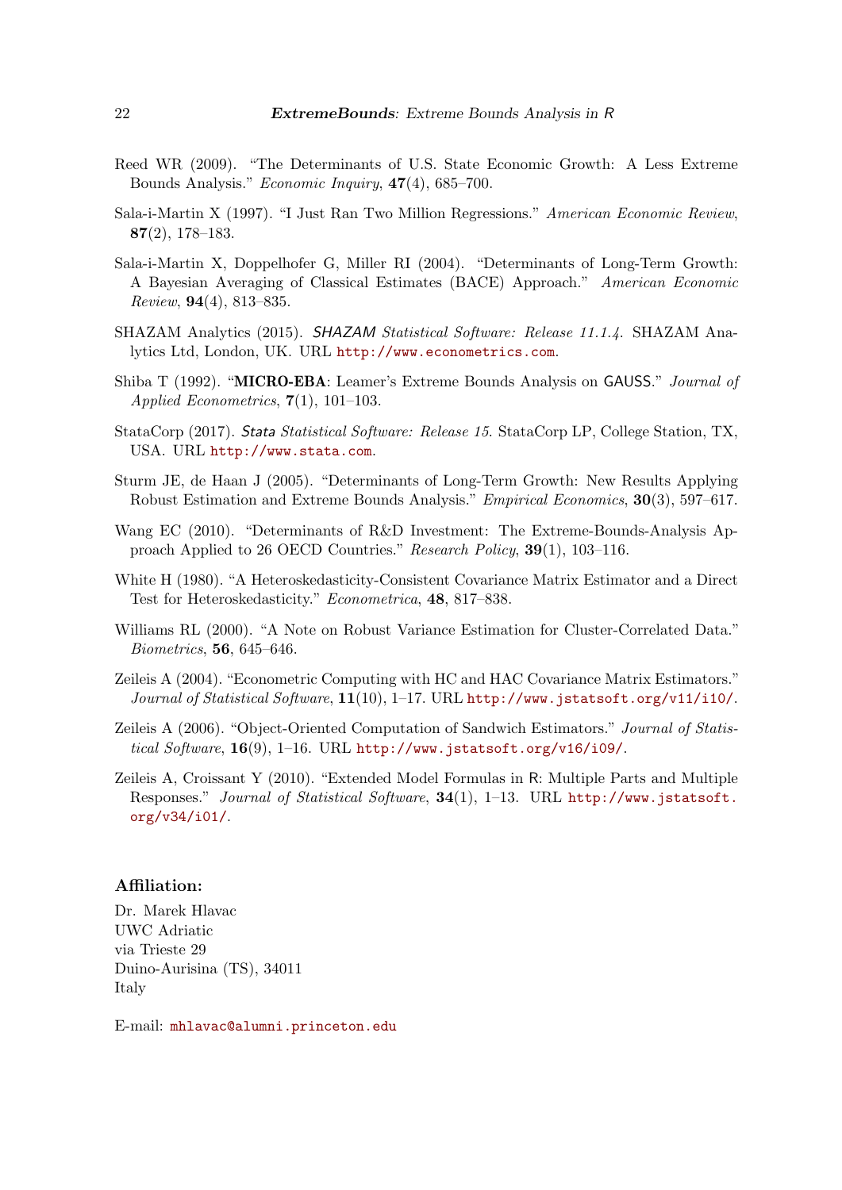Reed WR (2009). "The Determinants of U.S. State Economic Growth: A Less Extreme Bounds Analysis." *Economic Inquiry*, **47**(4), 685–700.

Sala-i-Martin X (1997). "I Just Ran Two Million Regressions." *American Economic Review*, **87**(2), 178–183.

Sala-i-Martin X, Doppelhofer G, Miller RI (2004). "Determinants of Long-Term Growth: A Bayesian Averaging of Classical Estimates (BACE) Approach." *American Economic Review*, **94**(4), 813–835.

SHAZAM Analytics (2015). *SHAZAM Statistical Software: Release 11.1.4*. SHAZAM Analytics Ltd, London, UK. URL http://www.econometrics.com.

Shiba T (1992). "**MICRO-EBA**: Leamer's Extreme Bounds Analysis on GAUSS." *Journal of Applied Econometrics*, **7**(1), 101–103.

StataCorp (2017). *Stata Statistical Software: Release 15*. StataCorp LP, College Station, TX, USA. URL http://www.stata.com.

Sturm JE, de Haan J (2005). "Determinants of Long-Term Growth: New Results Applying Robust Estimation and Extreme Bounds Analysis." *Empirical Economics*, **30**(3), 597–617.

Wang EC (2010). "Determinants of R&D Investment: The Extreme-Bounds-Analysis Approach Applied to 26 OECD Countries." *Research Policy*, **39**(1), 103–116.

White H (1980). "A Heteroskedasticity-Consistent Covariance Matrix Estimator and a Direct Test for Heteroskedasticity." *Econometrica*, **48**, 817–838.

Williams RL (2000). "A Note on Robust Variance Estimation for Cluster-Correlated Data." *Biometrics*, **56**, 645–646.

Zeileis A (2004). "Econometric Computing with HC and HAC Covariance Matrix Estimators." *Journal of Statistical Software*, **11**(10), 1–17. URL http://www.jstatsoft.org/v11/i10/.

Zeileis A (2006). "Object-Oriented Computation of Sandwich Estimators." *Journal of Statistical Software*, **16**(9), 1–16. URL http://www.jstatsoft.org/v16/i09/.

Zeileis A, Croissant Y (2010). "Extended Model Formulas in R: Multiple Parts and Multiple Responses." *Journal of Statistical Software*, **34**(1), 1–13. URL http://www.jstatsoft.org/v34/i01/.

**Affiliation:**

Dr. Marek Hlavac
UWC Adriatic
via Trieste 29
Duino-Aurisina (TS), 34011
Italy

E-mail: mhlavac@alumni.princeton.edu